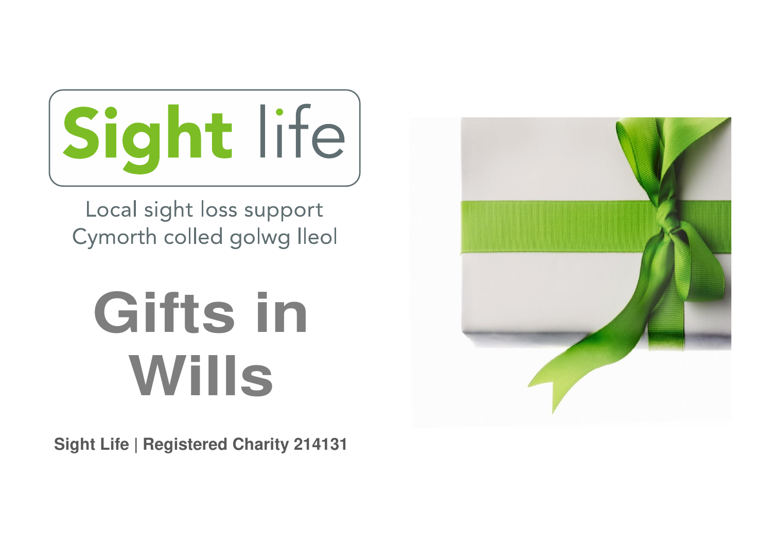Sight life

Local sight loss support
Cymorth colled golwg lleol

# Gifts in Wills

**Sight Life | Registered Charity 214131**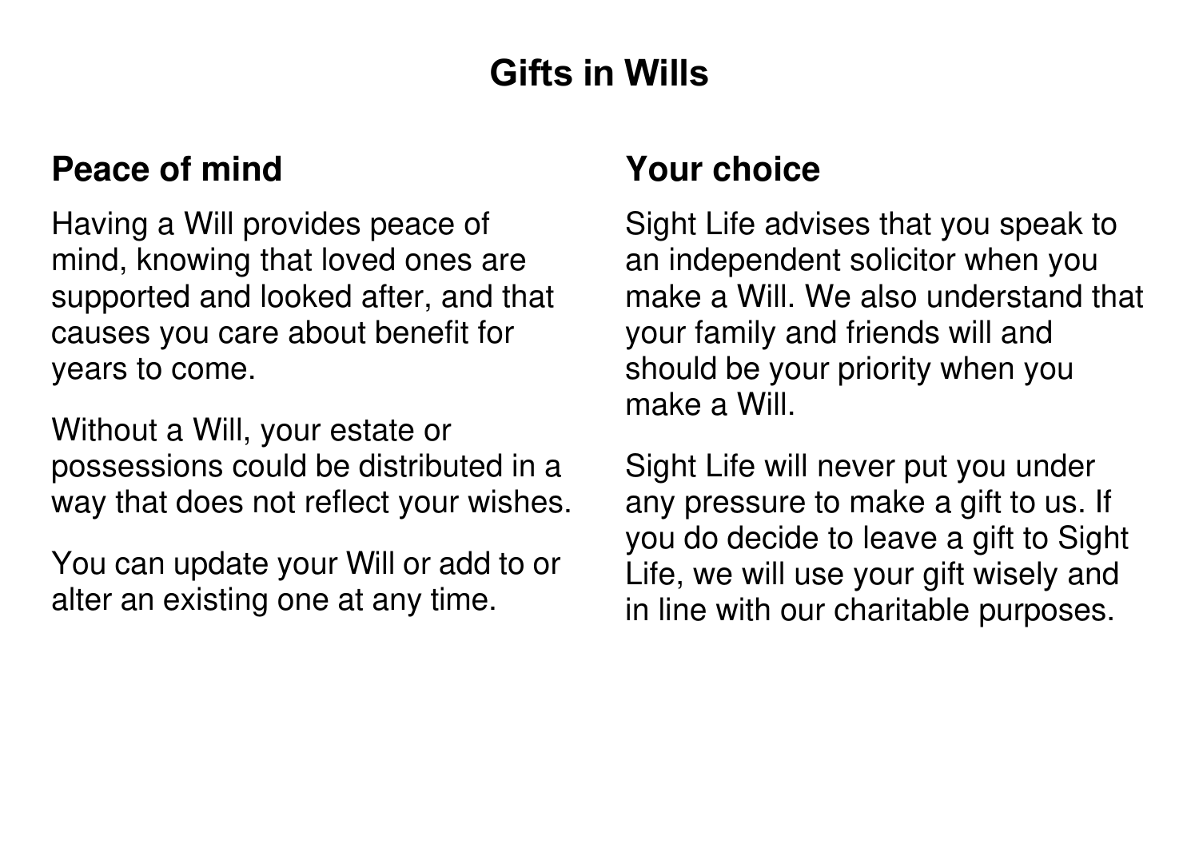# Gifts in Wills

## Peace of mind

Having a Will provides peace of mind, knowing that loved ones are supported and looked after, and that causes you care about benefit for years to come.

Without a Will, your estate or possessions could be distributed in a way that does not reflect your wishes.

You can update your Will or add to or alter an existing one at any time.

## Your choice

Sight Life advises that you speak to an independent solicitor when you make a Will. We also understand that your family and friends will and should be your priority when you make a Will.

Sight Life will never put you under any pressure to make a gift to us. If you do decide to leave a gift to Sight Life, we will use your gift wisely and in line with our charitable purposes.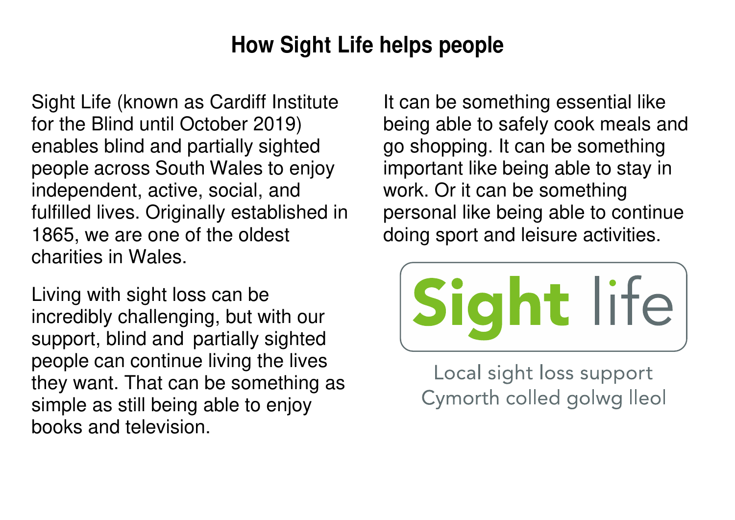# How Sight Life helps people

Sight Life (known as Cardiff Institute for the Blind until October 2019) enables blind and partially sighted people across South Wales to enjoy independent, active, social, and fulfilled lives. Originally established in 1865, we are one of the oldest charities in Wales.

Living with sight loss can be incredibly challenging, but with our support, blind and partially sighted people can continue living the lives they want. That can be something as simple as still being able to enjoy books and television.

It can be something essential like being able to safely cook meals and go shopping. It can be something important like being able to stay in work. Or it can be something personal like being able to continue doing sport and leisure activities.

Sight life

Local sight loss support
Cymorth colled golwg lleol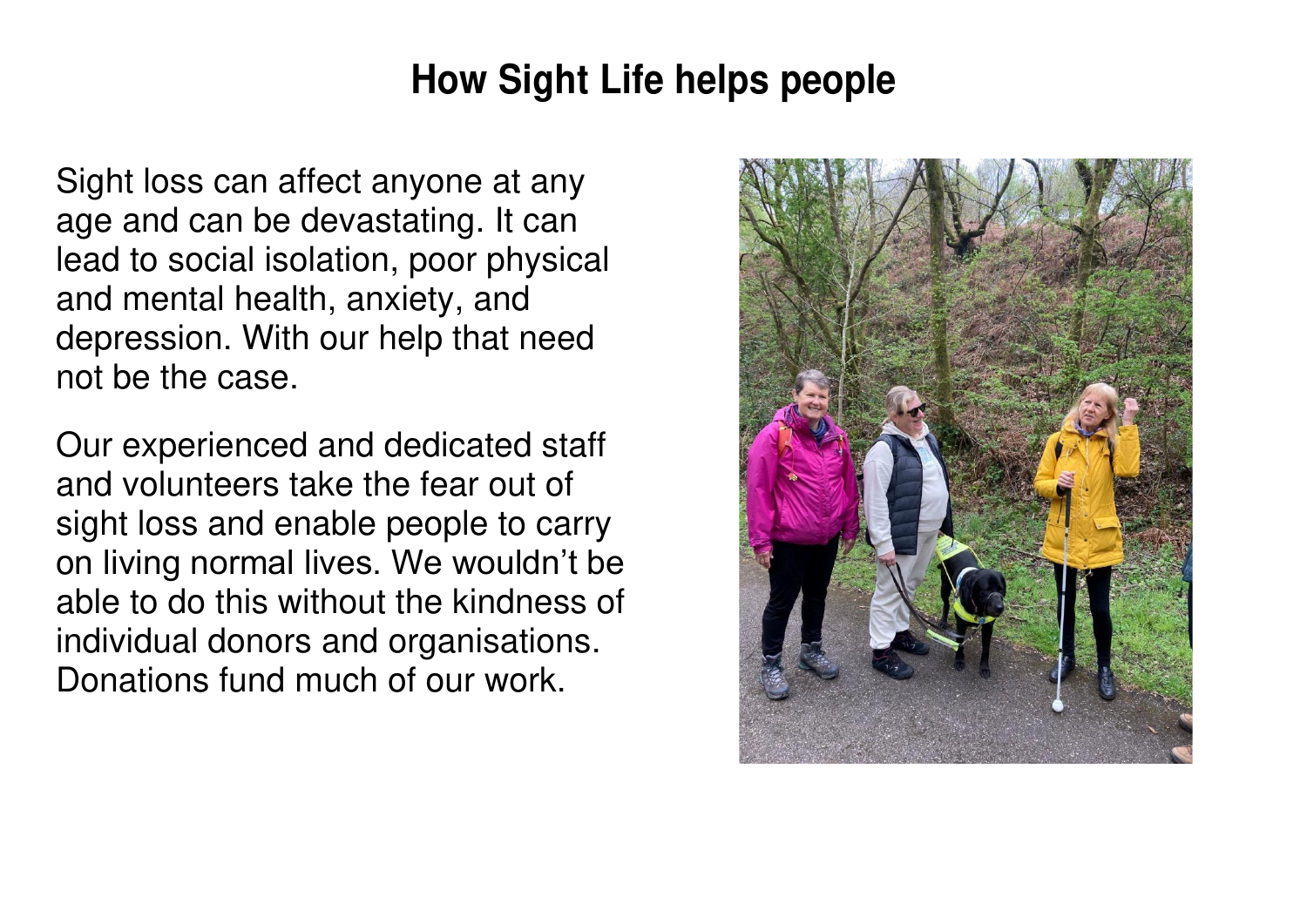# How Sight Life helps people

Sight loss can affect anyone at any age and can be devastating. It can lead to social isolation, poor physical and mental health, anxiety, and depression. With our help that need not be the case.

Our experienced and dedicated staff and volunteers take the fear out of sight loss and enable people to carry on living normal lives. We wouldn't be able to do this without the kindness of individual donors and organisations. Donations fund much of our work.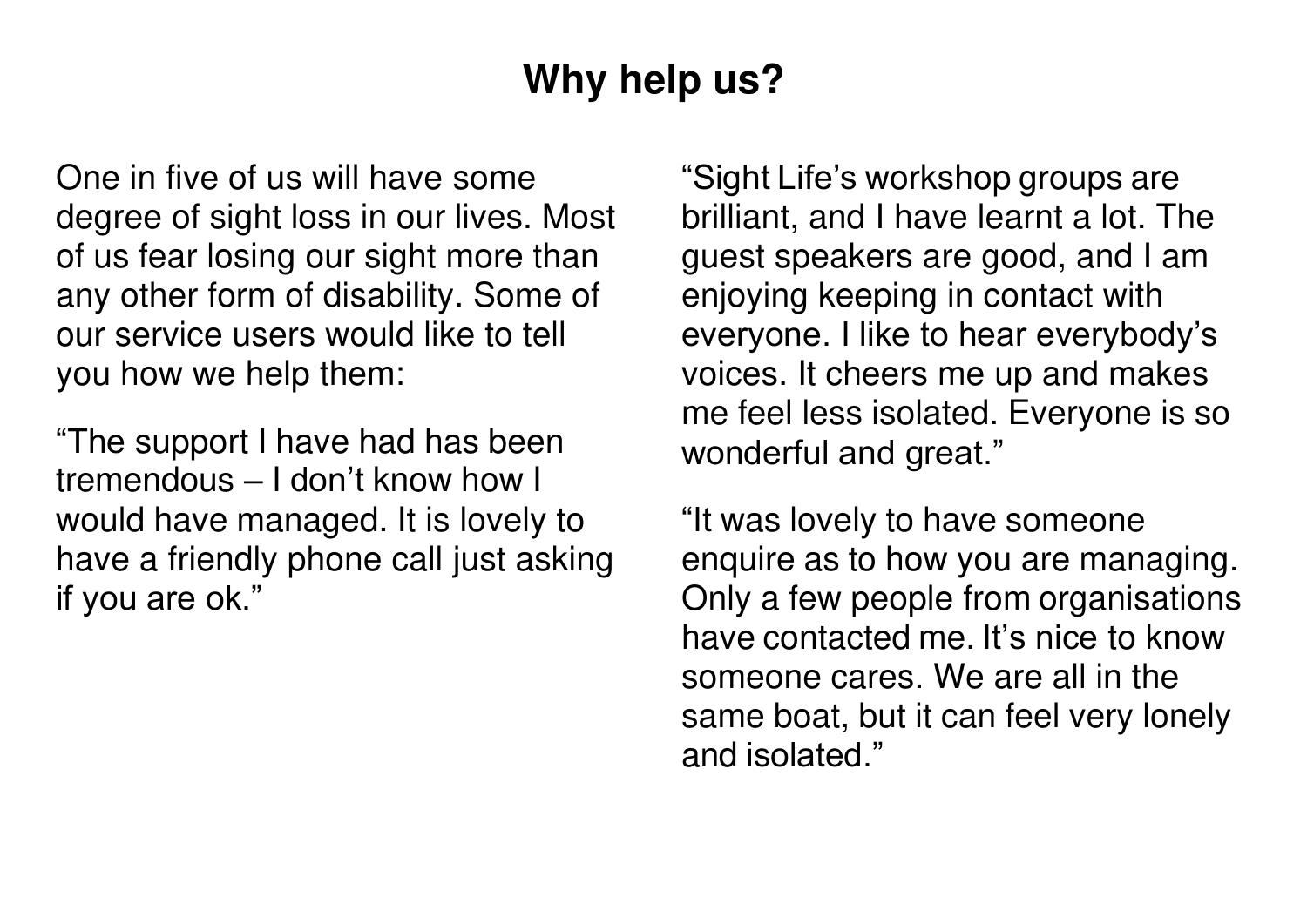# Why help us?

One in five of us will have some degree of sight loss in our lives. Most of us fear losing our sight more than any other form of disability. Some of our service users would like to tell you how we help them:

“The support I have had has been tremendous – I don’t know how I would have managed. It is lovely to have a friendly phone call just asking if you are ok.”

“Sight Life’s workshop groups are brilliant, and I have learnt a lot. The guest speakers are good, and I am enjoying keeping in contact with everyone. I like to hear everybody’s voices. It cheers me up and makes me feel less isolated. Everyone is so wonderful and great.”

“It was lovely to have someone enquire as to how you are managing. Only a few people from organisations have contacted me. It’s nice to know someone cares. We are all in the same boat, but it can feel very lonely and isolated.”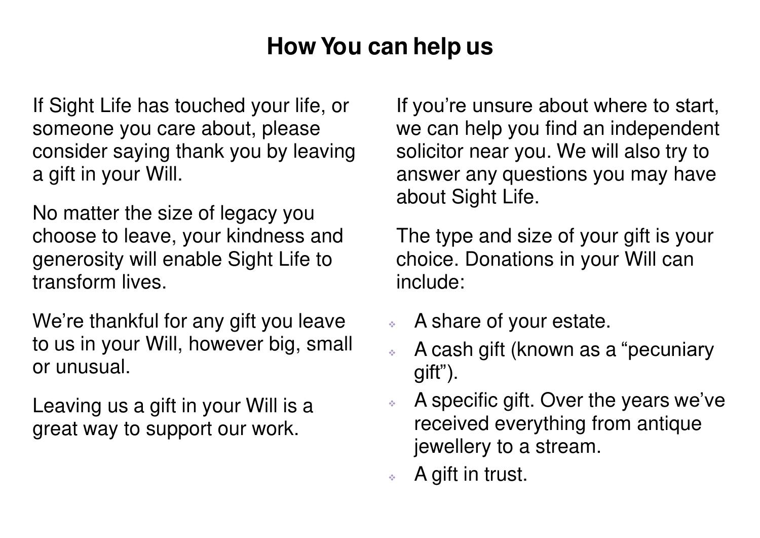# How You can help us

If Sight Life has touched your life, or someone you care about, please consider saying thank you by leaving a gift in your Will.

No matter the size of legacy you choose to leave, your kindness and generosity will enable Sight Life to transform lives.

We're thankful for any gift you leave to us in your Will, however big, small or unusual.

Leaving us a gift in your Will is a great way to support our work.

If you're unsure about where to start, we can help you find an independent solicitor near you. We will also try to answer any questions you may have about Sight Life.

The type and size of your gift is your choice. Donations in your Will can include:

- A share of your estate.
- A cash gift (known as a "pecuniary gift").
- A specific gift. Over the years we've received everything from antique jewellery to a stream.
- A gift in trust.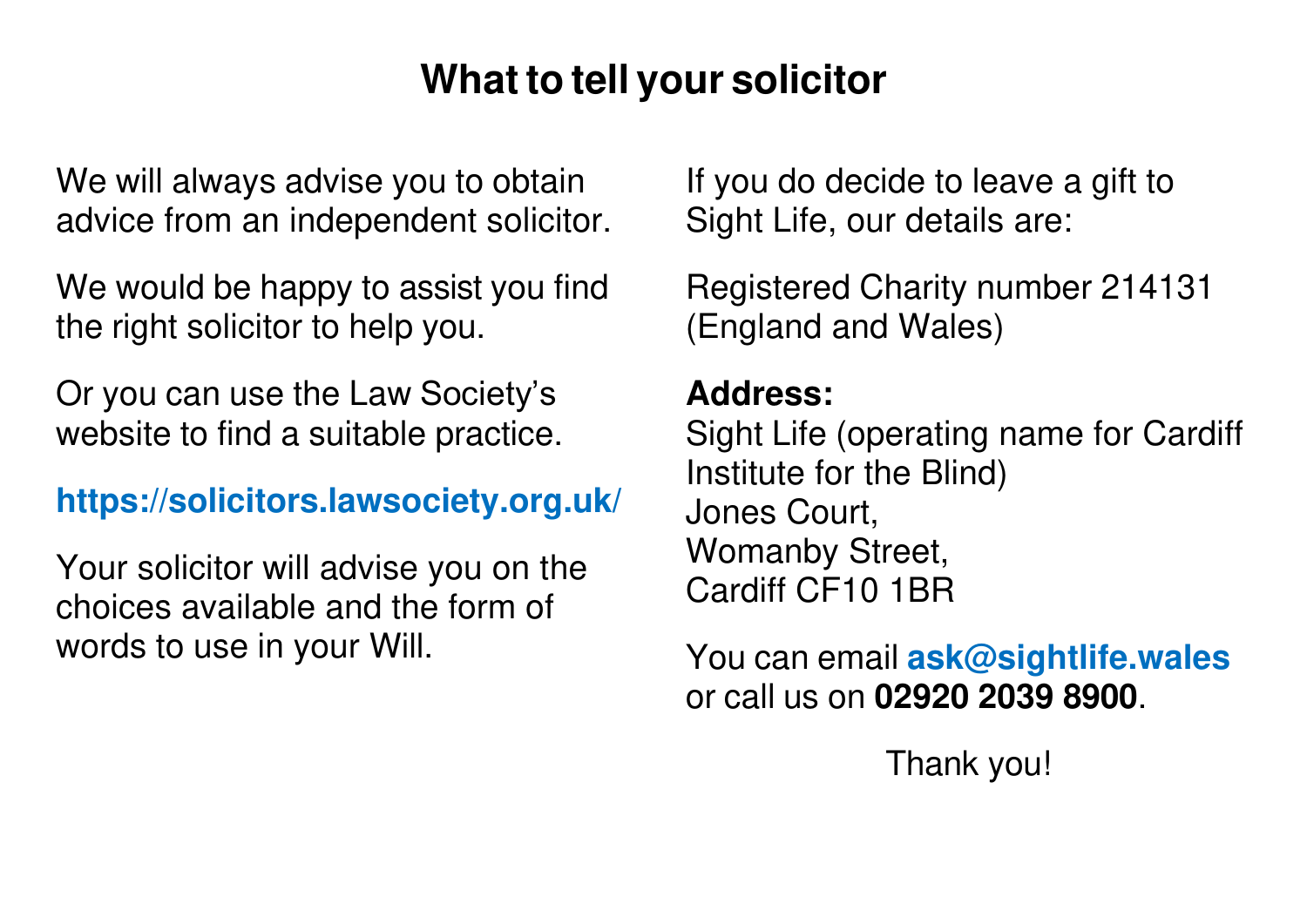# What to tell your solicitor

We will always advise you to obtain advice from an independent solicitor.

We would be happy to assist you find the right solicitor to help you.

Or you can use the Law Society's website to find a suitable practice.

**https://solicitors.lawsociety.org.uk/**

Your solicitor will advise you on the choices available and the form of words to use in your Will.

If you do decide to leave a gift to Sight Life, our details are:

Registered Charity number 214131 (England and Wales)

**Address:**
Sight Life (operating name for Cardiff Institute for the Blind)
Jones Court,
Womanby Street,
Cardiff CF10 1BR

You can email **ask@sightlife.wales** or call us on **02920 2039 8900**.

Thank you!